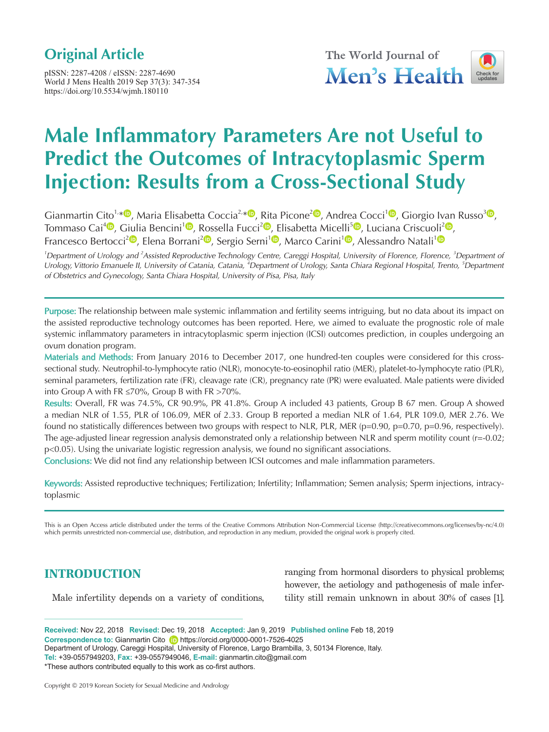Original Article

# Male Inflammatory Parameters Are not Useful to Predict the Outcomes of Intracytoplasmic Sperm Injection: Results from a Cross-Sectional Study

Gianmartin Cito[1,*], Maria Elisabetta Coccia[2,*], Rita Picone[2], Andrea Cocci[1], Giorgio Ivan Russo[3], Tommaso Cai[4], Giulia Bencini[1], Rossella Fucci[2], Elisabetta Micelli[5], Luciana Criscuoli[2], Francesco Bertocci[2], Elena Borrani[2], Sergio Serni[1], Marco Carini[1], Alessandro Natali[1]

*[1]Department of Urology and [2]Assisted Reproductive Technology Centre, Careggi Hospital, University of Florence, Florence, [3]Department of Urology, Vittorio Emanuele II, University of Catania, Catania, [4]Department of Urology, Santa Chiara Regional Hospital, Trento, [5]Department of Obstetrics and Gynecology, Santa Chiara Hospital, University of Pisa, Pisa, Italy*

**Purpose:** The relationship between male systemic inflammation and fertility seems intriguing, but no data about its impact on the assisted reproductive technology outcomes has been reported. Here, we aimed to evaluate the prognostic role of male systemic inflammatory parameters in intracytoplasmic sperm injection (ICSI) outcomes prediction, in couples undergoing an ovum donation program.

**Materials and Methods:** From January 2016 to December 2017, one hundred-ten couples were considered for this cross-sectional study. Neutrophil-to-lymphocyte ratio (NLR), monocyte-to-eosinophil ratio (MER), platelet-to-lymphocyte ratio (PLR), seminal parameters, fertilization rate (FR), cleavage rate (CR), pregnancy rate (PR) were evaluated. Male patients were divided into Group A with FR ≤70%, Group B with FR >70%.

**Results:** Overall, FR was 74.5%, CR 90.9%, PR 41.8%. Group A included 43 patients, Group B 67 men. Group A showed a median NLR of 1.55, PLR of 106.09, MER of 2.33. Group B reported a median NLR of 1.64, PLR 109.0, MER 2.76. We found no statistically differences between two groups with respect to NLR, PLR, MER (p=0.90, p=0.70, p=0.96, respectively). The age-adjusted linear regression analysis demonstrated only a relationship between NLR and sperm motility count (r=-0.02; p<0.05). Using the univariate logistic regression analysis, we found no significant associations.

**Conclusions:** We did not find any relationship between ICSI outcomes and male inflammation parameters.

**Keywords:** Assisted reproductive techniques; Fertilization; Infertility; Inflammation; Semen analysis; Sperm injections, intracytoplasmic

This is an Open Access article distributed under the terms of the Creative Commons Attribution Non-Commercial License (http://creativecommons.org/licenses/by-nc/4.0) which permits unrestricted non-commercial use, distribution, and reproduction in any medium, provided the original work is properly cited.

## INTRODUCTION

Male infertility depends on a variety of conditions, ranging from hormonal disorders to physical problems; however, the aetiology and pathogenesis of male infertility still remain unknown in about 30% of cases [1].

**Received:** Nov 22, 2018 **Revised:** Dec 19, 2018 **Accepted:** Jan 9, 2019 **Published online** Feb 18, 2019
**Correspondence to:** Gianmartin Cito https://orcid.org/0000-0001-7526-4025
Department of Urology, Careggi Hospital, University of Florence, Largo Brambilla, 3, 50134 Florence, Italy.
**Tel:** +39-0557949203, **Fax:** +39-0557949046, **E-mail:** gianmartin.cito@gmail.com
*These authors contributed equally to this work as co-first authors.

Copyright © 2019 Korean Society for Sexual Medicine and Andrology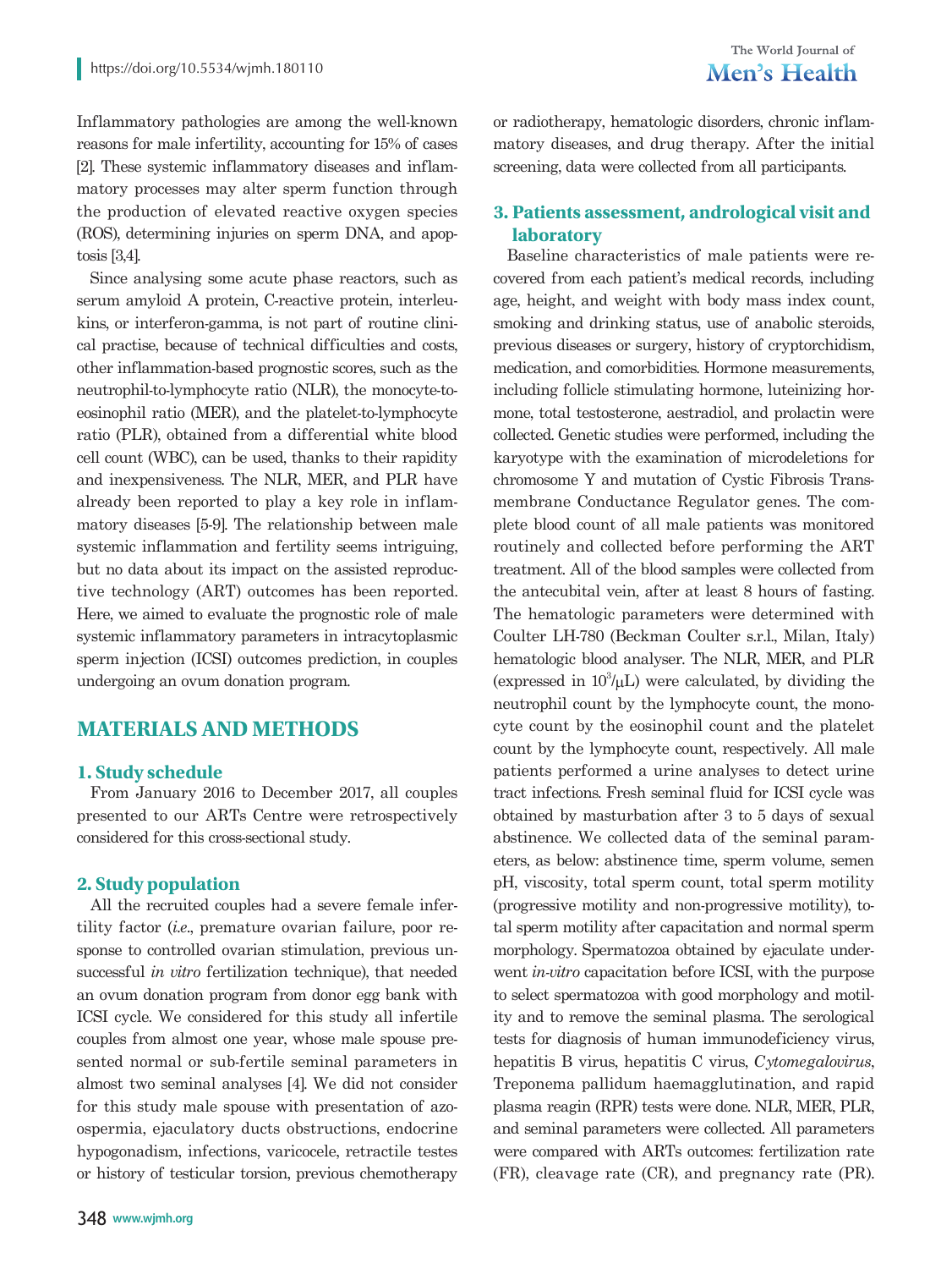Inflammatory pathologies are among the well-known reasons for male infertility, accounting for 15% of cases [2]. These systemic inflammatory diseases and inflammatory processes may alter sperm function through the production of elevated reactive oxygen species (ROS), determining injuries on sperm DNA, and apoptosis [3,4].

Since analysing some acute phase reactors, such as serum amyloid A protein, C-reactive protein, interleukins, or interferon-gamma, is not part of routine clinical practise, because of technical difficulties and costs, other inflammation-based prognostic scores, such as the neutrophil-to-lymphocyte ratio (NLR), the monocyte-to-eosinophil ratio (MER), and the platelet-to-lymphocyte ratio (PLR), obtained from a differential white blood cell count (WBC), can be used, thanks to their rapidity and inexpensiveness. The NLR, MER, and PLR have already been reported to play a key role in inflammatory diseases [5-9]. The relationship between male systemic inflammation and fertility seems intriguing, but no data about its impact on the assisted reproductive technology (ART) outcomes has been reported. Here, we aimed to evaluate the prognostic role of male systemic inflammatory parameters in intracytoplasmic sperm injection (ICSI) outcomes prediction, in couples undergoing an ovum donation program.

## MATERIALS AND METHODS

### 1. Study schedule

From January 2016 to December 2017, all couples presented to our ARTs Centre were retrospectively considered for this cross-sectional study.

### 2. Study population

All the recruited couples had a severe female infertility factor (*i.e.*, premature ovarian failure, poor response to controlled ovarian stimulation, previous unsuccessful *in vitro* fertilization technique), that needed an ovum donation program from donor egg bank with ICSI cycle. We considered for this study all infertile couples from almost one year, whose male spouse presented normal or sub-fertile seminal parameters in almost two seminal analyses [4]. We did not consider for this study male spouse with presentation of azoospermia, ejaculatory ducts obstructions, endocrine hypogonadism, infections, varicocele, retractile testes or history of testicular torsion, previous chemotherapy or radiotherapy, hematologic disorders, chronic inflammatory diseases, and drug therapy. After the initial screening, data were collected from all participants.

### 3. Patients assessment, andrological visit and laboratory

Baseline characteristics of male patients were recovered from each patient's medical records, including age, height, and weight with body mass index count, smoking and drinking status, use of anabolic steroids, previous diseases or surgery, history of cryptorchidism, medication, and comorbidities. Hormone measurements, including follicle stimulating hormone, luteinizing hormone, total testosterone, aestradiol, and prolactin were collected. Genetic studies were performed, including the karyotype with the examination of microdeletions for chromosome Y and mutation of Cystic Fibrosis Transmembrane Conductance Regulator genes. The complete blood count of all male patients was monitored routinely and collected before performing the ART treatment. All of the blood samples were collected from the antecubital vein, after at least 8 hours of fasting. The hematologic parameters were determined with Coulter LH-780 (Beckman Coulter s.r.l., Milan, Italy) hematologic blood analyser. The NLR, MER, and PLR (expressed in $10^3/\mu L$) were calculated, by dividing the neutrophil count by the lymphocyte count, the monocyte count by the eosinophil count and the platelet count by the lymphocyte count, respectively. All male patients performed a urine analyses to detect urine tract infections. Fresh seminal fluid for ICSI cycle was obtained by masturbation after 3 to 5 days of sexual abstinence. We collected data of the seminal parameters, as below: abstinence time, sperm volume, semen pH, viscosity, total sperm count, total sperm motility (progressive motility and non-progressive motility), total sperm motility after capacitation and normal sperm morphology. Spermatozoa obtained by ejaculate underwent *in-vitro* capacitation before ICSI, with the purpose to select spermatozoa with good morphology and motility and to remove the seminal plasma. The serological tests for diagnosis of human immunodeficiency virus, hepatitis B virus, hepatitis C virus, *Cytomegalovirus*, Treponema pallidum haemagglutination, and rapid plasma reagin (RPR) tests were done. NLR, MER, PLR, and seminal parameters were collected. All parameters were compared with ARTs outcomes: fertilization rate (FR), cleavage rate (CR), and pregnancy rate (PR).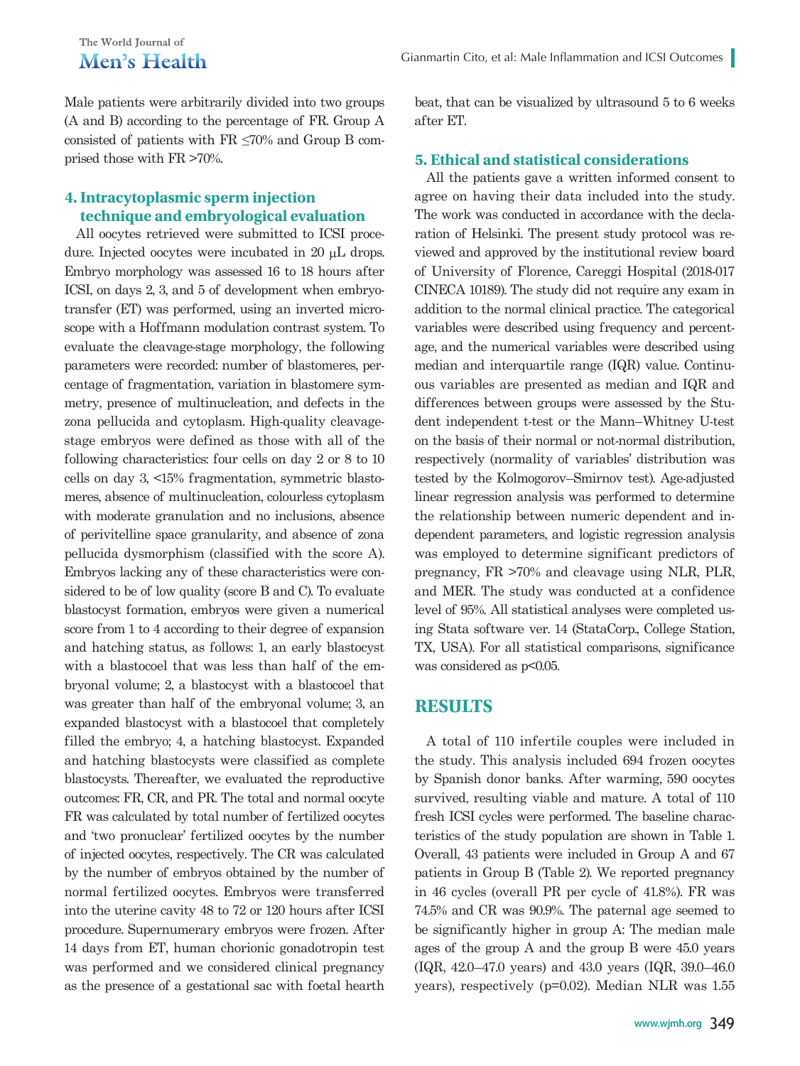Male patients were arbitrarily divided into two groups (A and B) according to the percentage of FR. Group A consisted of patients with FR ≤70% and Group B comprised those with FR >70%.

## 4. Intracytoplasmic sperm injection technique and embryological evaluation

All oocytes retrieved were submitted to ICSI procedure. Injected oocytes were incubated in 20 μL drops. Embryo morphology was assessed 16 to 18 hours after ICSI, on days 2, 3, and 5 of development when embryotransfer (ET) was performed, using an inverted microscope with a Hoffmann modulation contrast system. To evaluate the cleavage-stage morphology, the following parameters were recorded: number of blastomeres, percentage of fragmentation, variation in blastomere symmetry, presence of multinucleation, and defects in the zona pellucida and cytoplasm. High-quality cleavage-stage embryos were defined as those with all of the following characteristics: four cells on day 2 or 8 to 10 cells on day 3, <15% fragmentation, symmetric blastomeres, absence of multinucleation, colourless cytoplasm with moderate granulation and no inclusions, absence of perivitelline space granularity, and absence of zona pellucida dysmorphism (classified with the score A). Embryos lacking any of these characteristics were considered to be of low quality (score B and C). To evaluate blastocyst formation, embryos were given a numerical score from 1 to 4 according to their degree of expansion and hatching status, as follows: 1, an early blastocyst with a blastocoel that was less than half of the embryonal volume; 2, a blastocyst with a blastocoel that was greater than half of the embryonal volume; 3, an expanded blastocyst with a blastocoel that completely filled the embryo; 4, a hatching blastocyst. Expanded and hatching blastocysts were classified as complete blastocysts. Thereafter, we evaluated the reproductive outcomes: FR, CR, and PR. The total and normal oocyte FR was calculated by total number of fertilized oocytes and 'two pronuclear' fertilized oocytes by the number of injected oocytes, respectively. The CR was calculated by the number of embryos obtained by the number of normal fertilized oocytes. Embryos were transferred into the uterine cavity 48 to 72 or 120 hours after ICSI procedure. Supernumerary embryos were frozen. After 14 days from ET, human chorionic gonadotropin test was performed and we considered clinical pregnancy as the presence of a gestational sac with foetal hearth beat, that can be visualized by ultrasound 5 to 6 weeks after ET.

## 5. Ethical and statistical considerations

All the patients gave a written informed consent to agree on having their data included into the study. The work was conducted in accordance with the declaration of Helsinki. The present study protocol was reviewed and approved by the institutional review board of University of Florence, Careggi Hospital (2018-017 CINECA 10189). The study did not require any exam in addition to the normal clinical practice. The categorical variables were described using frequency and percentage, and the numerical variables were described using median and interquartile range (IQR) value. Continuous variables are presented as median and IQR and differences between groups were assessed by the Student independent t-test or the Mann–Whitney U-test on the basis of their normal or not-normal distribution, respectively (normality of variables' distribution was tested by the Kolmogorov–Smirnov test). Age-adjusted linear regression analysis was performed to determine the relationship between numeric dependent and independent parameters, and logistic regression analysis was employed to determine significant predictors of pregnancy, FR >70% and cleavage using NLR, PLR, and MER. The study was conducted at a confidence level of 95%. All statistical analyses were completed using Stata software ver. 14 (StataCorp., College Station, TX, USA). For all statistical comparisons, significance was considered as $p<0.05$.

# RESULTS

A total of 110 infertile couples were included in the study. This analysis included 694 frozen oocytes by Spanish donor banks. After warming, 590 oocytes survived, resulting viable and mature. A total of 110 fresh ICSI cycles were performed. The baseline characteristics of the study population are shown in Table 1. Overall, 43 patients were included in Group A and 67 patients in Group B (Table 2). We reported pregnancy in 46 cycles (overall PR per cycle of 41.8%). FR was 74.5% and CR was 90.9%. The paternal age seemed to be significantly higher in group A: The median male ages of the group A and the group B were 45.0 years (IQR, 42.0–47.0 years) and 43.0 years (IQR, 39.0–46.0 years), respectively ($p=0.02$). Median NLR was 1.55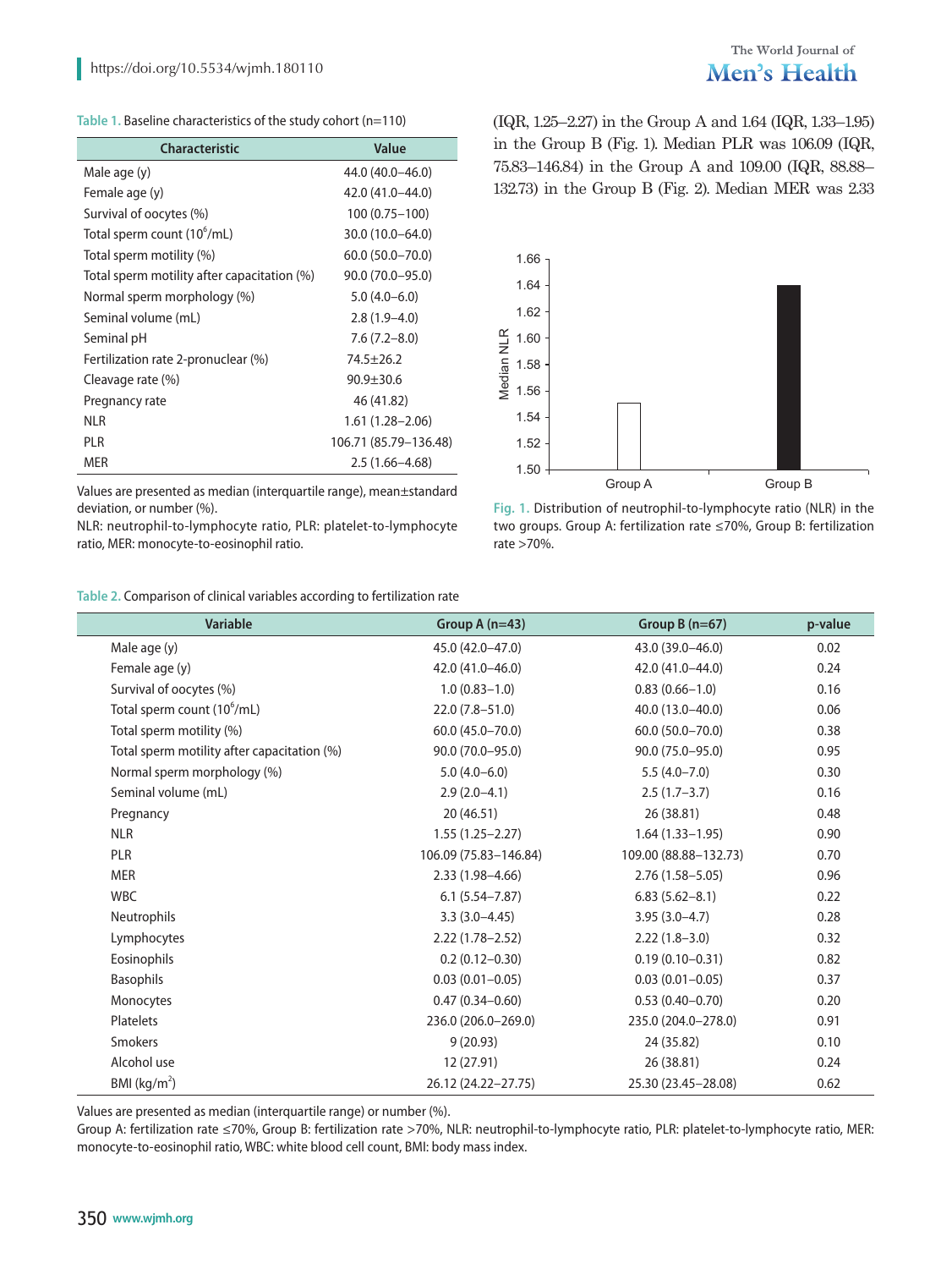Table 1. Baseline characteristics of the study cohort (n=110)

| Characteristic | Value |
|---|---|
| Male age (y) | 44.0 (40.0–46.0) |
| Female age (y) | 42.0 (41.0–44.0) |
| Survival of oocytes (%) | 100 (0.75–100) |
| Total sperm count ($10^6$/mL) | 30.0 (10.0–64.0) |
| Total sperm motility (%) | 60.0 (50.0–70.0) |
| Total sperm motility after capacitation (%) | 90.0 (70.0–95.0) |
| Normal sperm morphology (%) | 5.0 (4.0–6.0) |
| Seminal volume (mL) | 2.8 (1.9–4.0) |
| Seminal pH | 7.6 (7.2–8.0) |
| Fertilization rate 2-pronuclear (%) | 74.5±26.2 |
| Cleavage rate (%) | 90.9±30.6 |
| Pregnancy rate | 46 (41.82) |
| NLR | 1.61 (1.28–2.06) |
| PLR | 106.71 (85.79–136.48) |
| MER | 2.5 (1.66–4.68) |

Values are presented as median (interquartile range), mean±standard deviation, or number (%).
NLR: neutrophil-to-lymphocyte ratio, PLR: platelet-to-lymphocyte ratio, MER: monocyte-to-eosinophil ratio.

(IQR, 1.25–2.27) in the Group A and 1.64 (IQR, 1.33–1.95) in the Group B (Fig. 1). Median PLR was 106.09 (IQR, 75.83–146.84) in the Group A and 109.00 (IQR, 88.88–132.73) in the Group B (Fig. 2). Median MER was 2.33

Fig. 1. Distribution of neutrophil-to-lymphocyte ratio (NLR) in the two groups. Group A: fertilization rate ≤70%, Group B: fertilization rate >70%.

Table 2. Comparison of clinical variables according to fertilization rate

| Variable | Group A (n=43) | Group B (n=67) | p-value |
|---|---|---|---|
| Male age (y) | 45.0 (42.0–47.0) | 43.0 (39.0–46.0) | 0.02 |
| Female age (y) | 42.0 (41.0–46.0) | 42.0 (41.0–44.0) | 0.24 |
| Survival of oocytes (%) | 1.0 (0.83–1.0) | 0.83 (0.66–1.0) | 0.16 |
| Total sperm count ($10^6$/mL) | 22.0 (7.8–51.0) | 40.0 (13.0–40.0) | 0.06 |
| Total sperm motility (%) | 60.0 (45.0–70.0) | 60.0 (50.0–70.0) | 0.38 |
| Total sperm motility after capacitation (%) | 90.0 (70.0–95.0) | 90.0 (75.0–95.0) | 0.95 |
| Normal sperm morphology (%) | 5.0 (4.0–6.0) | 5.5 (4.0–7.0) | 0.30 |
| Seminal volume (mL) | 2.9 (2.0–4.1) | 2.5 (1.7–3.7) | 0.16 |
| Pregnancy | 20 (46.51) | 26 (38.81) | 0.48 |
| NLR | 1.55 (1.25–2.27) | 1.64 (1.33–1.95) | 0.90 |
| PLR | 106.09 (75.83–146.84) | 109.00 (88.88–132.73) | 0.70 |
| MER | 2.33 (1.98–4.66) | 2.76 (1.58–5.05) | 0.96 |
| WBC | 6.1 (5.54–7.87) | 6.83 (5.62–8.1) | 0.22 |
| Neutrophils | 3.3 (3.0–4.45) | 3.95 (3.0–4.7) | 0.28 |
| Lymphocytes | 2.22 (1.78–2.52) | 2.22 (1.8–3.0) | 0.32 |
| Eosinophils | 0.2 (0.12–0.30) | 0.19 (0.10–0.31) | 0.82 |
| Basophils | 0.03 (0.01–0.05) | 0.03 (0.01–0.05) | 0.37 |
| Monocytes | 0.47 (0.34–0.60) | 0.53 (0.40–0.70) | 0.20 |
| Platelets | 236.0 (206.0–269.0) | 235.0 (204.0–278.0) | 0.91 |
| Smokers | 9 (20.93) | 24 (35.82) | 0.10 |
| Alcohol use | 12 (27.91) | 26 (38.81) | 0.24 |
| BMI (kg/$m^2$) | 26.12 (24.22–27.75) | 25.30 (23.45–28.08) | 0.62 |

Values are presented as median (interquartile range) or number (%).
Group A: fertilization rate ≤70%, Group B: fertilization rate >70%, NLR: neutrophil-to-lymphocyte ratio, PLR: platelet-to-lymphocyte ratio, MER: monocyte-to-eosinophil ratio, WBC: white blood cell count, BMI: body mass index.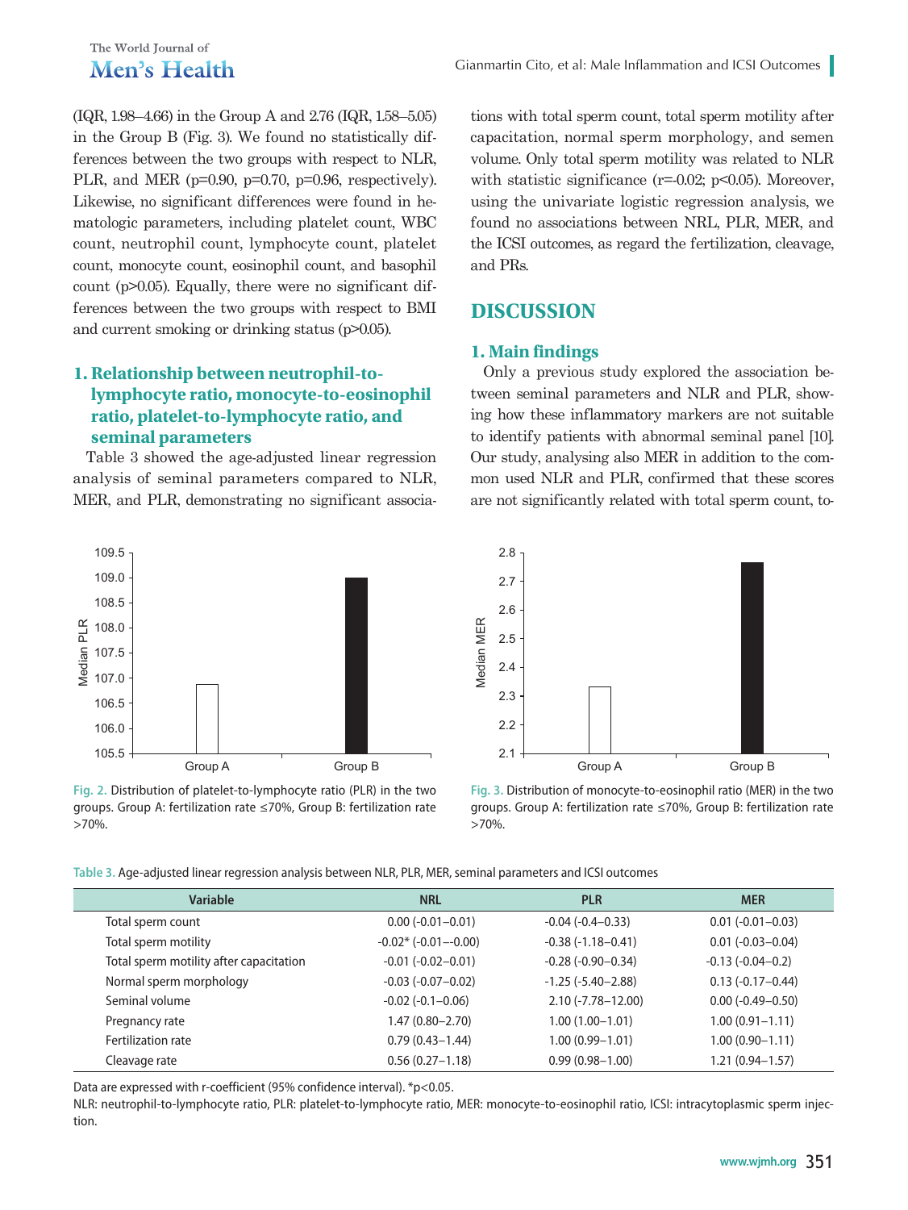(IQR, 1.98–4.66) in the Group A and 2.76 (IQR, 1.58–5.05) in the Group B (Fig. 3). We found no statistically differences between the two groups with respect to NLR, PLR, and MER (p=0.90, p=0.70, p=0.96, respectively). Likewise, no significant differences were found in hematologic parameters, including platelet count, WBC count, neutrophil count, lymphocyte count, platelet count, monocyte count, eosinophil count, and basophil count (p>0.05). Equally, there were no significant differences between the two groups with respect to BMI and current smoking or drinking status (p>0.05).

## 1. Relationship between neutrophil-to-lymphocyte ratio, monocyte-to-eosinophil ratio, platelet-to-lymphocyte ratio, and seminal parameters

Table 3 showed the age-adjusted linear regression analysis of seminal parameters compared to NLR, MER, and PLR, demonstrating no significant associations with total sperm count, total sperm motility after capacitation, normal sperm morphology, and semen volume. Only total sperm motility was related to NLR with statistic significance (r=-0.02; p<0.05). Moreover, using the univariate logistic regression analysis, we found no associations between NRL, PLR, MER, and the ICSI outcomes, as regard the fertilization, cleavage, and PRs.

# DISCUSSION

## 1. Main findings

Only a previous study explored the association between seminal parameters and NLR and PLR, showing how these inflammatory markers are not suitable to identify patients with abnormal seminal panel [10]. Our study, analysing also MER in addition to the common used NLR and PLR, confirmed that these scores are not significantly related with total sperm count, to-

Fig. 2. Distribution of platelet-to-lymphocyte ratio (PLR) in the two groups. Group A: fertilization rate ≤70%, Group B: fertilization rate >70%.

Fig. 3. Distribution of monocyte-to-eosinophil ratio (MER) in the two groups. Group A: fertilization rate ≤70%, Group B: fertilization rate >70%.

Table 3. Age-adjusted linear regression analysis between NLR, PLR, MER, seminal parameters and ICSI outcomes

| Variable | NRL | PLR | MER |
|---|---|---|---|
| Total sperm count | 0.00 (-0.01–0.01) | -0.04 (-0.4–0.33) | 0.01 (-0.01–0.03) |
| Total sperm motility | -0.02* (-0.01–-0.00) | -0.38 (-1.18–0.41) | 0.01 (-0.03–0.04) |
| Total sperm motility after capacitation | -0.01 (-0.02–0.01) | -0.28 (-0.90–0.34) | -0.13 (-0.04–0.2) |
| Normal sperm morphology | -0.03 (-0.07–0.02) | -1.25 (-5.40–2.88) | 0.13 (-0.17–0.44) |
| Seminal volume | -0.02 (-0.1–0.06) | 2.10 (-7.78–12.00) | 0.00 (-0.49–0.50) |
| Pregnancy rate | 1.47 (0.80–2.70) | 1.00 (1.00–1.01) | 1.00 (0.91–1.11) |
| Fertilization rate | 0.79 (0.43–1.44) | 1.00 (0.99–1.01) | 1.00 (0.90–1.11) |
| Cleavage rate | 0.56 (0.27–1.18) | 0.99 (0.98–1.00) | 1.21 (0.94–1.57) |

Data are expressed with r-coefficient (95% confidence interval). *p<0.05.

NLR: neutrophil-to-lymphocyte ratio, PLR: platelet-to-lymphocyte ratio, MER: monocyte-to-eosinophil ratio, ICSI: intracytoplasmic sperm injection.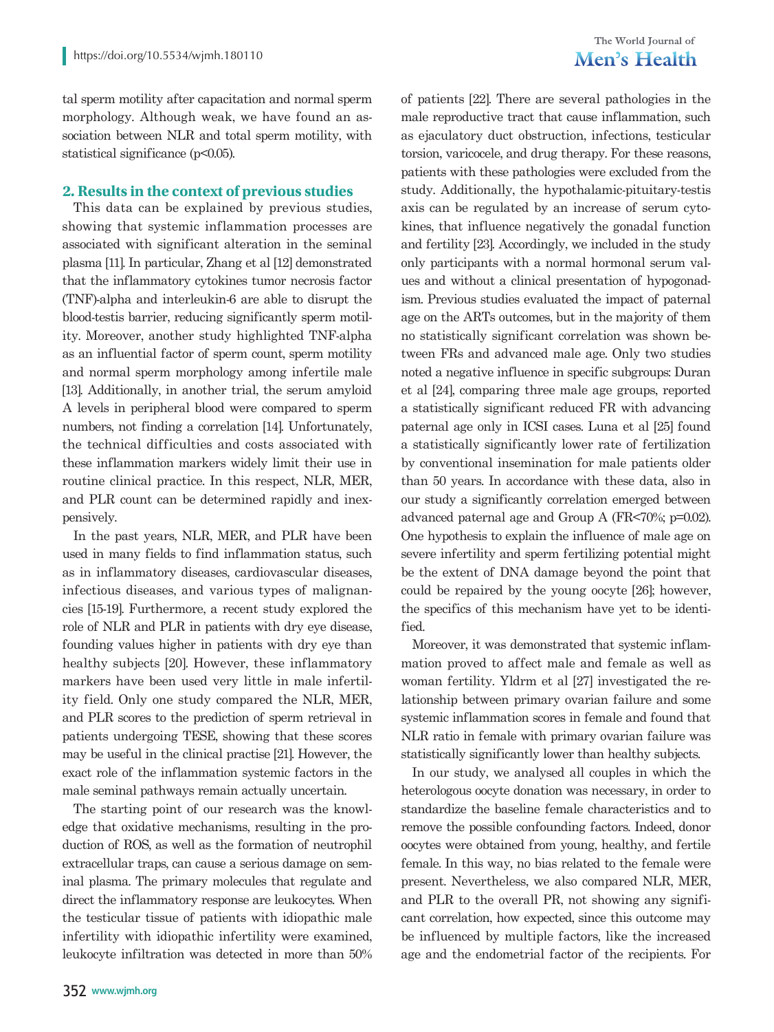tal sperm motility after capacitation and normal sperm morphology. Although weak, we have found an association between NLR and total sperm motility, with statistical significance ($p<0.05$).

## 2. Results in the context of previous studies

This data can be explained by previous studies, showing that systemic inflammation processes are associated with significant alteration in the seminal plasma [11]. In particular, Zhang et al [12] demonstrated that the inflammatory cytokines tumor necrosis factor (TNF)-alpha and interleukin-6 are able to disrupt the blood-testis barrier, reducing significantly sperm motility. Moreover, another study highlighted TNF-alpha as an influential factor of sperm count, sperm motility and normal sperm morphology among infertile male [13]. Additionally, in another trial, the serum amyloid A levels in peripheral blood were compared to sperm numbers, not finding a correlation [14]. Unfortunately, the technical difficulties and costs associated with these inflammation markers widely limit their use in routine clinical practice. In this respect, NLR, MER, and PLR count can be determined rapidly and inexpensively.

In the past years, NLR, MER, and PLR have been used in many fields to find inflammation status, such as in inflammatory diseases, cardiovascular diseases, infectious diseases, and various types of malignancies [15-19]. Furthermore, a recent study explored the role of NLR and PLR in patients with dry eye disease, founding values higher in patients with dry eye than healthy subjects [20]. However, these inflammatory markers have been used very little in male infertility field. Only one study compared the NLR, MER, and PLR scores to the prediction of sperm retrieval in patients undergoing TESE, showing that these scores may be useful in the clinical practise [21]. However, the exact role of the inflammation systemic factors in the male seminal pathways remain actually uncertain.

The starting point of our research was the knowledge that oxidative mechanisms, resulting in the production of ROS, as well as the formation of neutrophil extracellular traps, can cause a serious damage on seminal plasma. The primary molecules that regulate and direct the inflammatory response are leukocytes. When the testicular tissue of patients with idiopathic male infertility with idiopathic infertility were examined, leukocyte infiltration was detected in more than 50% of patients [22]. There are several pathologies in the male reproductive tract that cause inflammation, such as ejaculatory duct obstruction, infections, testicular torsion, varicocele, and drug therapy. For these reasons, patients with these pathologies were excluded from the study. Additionally, the hypothalamic-pituitary-testis axis can be regulated by an increase of serum cytokines, that influence negatively the gonadal function and fertility [23]. Accordingly, we included in the study only participants with a normal hormonal serum values and without a clinical presentation of hypogonadism. Previous studies evaluated the impact of paternal age on the ARTs outcomes, but in the majority of them no statistically significant correlation was shown between FRs and advanced male age. Only two studies noted a negative influence in specific subgroups: Duran et al [24], comparing three male age groups, reported a statistically significant reduced FR with advancing paternal age only in ICSI cases. Luna et al [25] found a statistically significantly lower rate of fertilization by conventional insemination for male patients older than 50 years. In accordance with these data, also in our study a significantly correlation emerged between advanced paternal age and Group A (FR<70%; $p=0.02$). One hypothesis to explain the influence of male age on severe infertility and sperm fertilizing potential might be the extent of DNA damage beyond the point that could be repaired by the young oocyte [26]; however, the specifics of this mechanism have yet to be identified.

Moreover, it was demonstrated that systemic inflammation proved to affect male and female as well as woman fertility. Yldrm et al [27] investigated the relationship between primary ovarian failure and some systemic inflammation scores in female and found that NLR ratio in female with primary ovarian failure was statistically significantly lower than healthy subjects.

In our study, we analysed all couples in which the heterologous oocyte donation was necessary, in order to standardize the baseline female characteristics and to remove the possible confounding factors. Indeed, donor oocytes were obtained from young, healthy, and fertile female. In this way, no bias related to the female were present. Nevertheless, we also compared NLR, MER, and PLR to the overall PR, not showing any significant correlation, how expected, since this outcome may be influenced by multiple factors, like the increased age and the endometrial factor of the recipients. For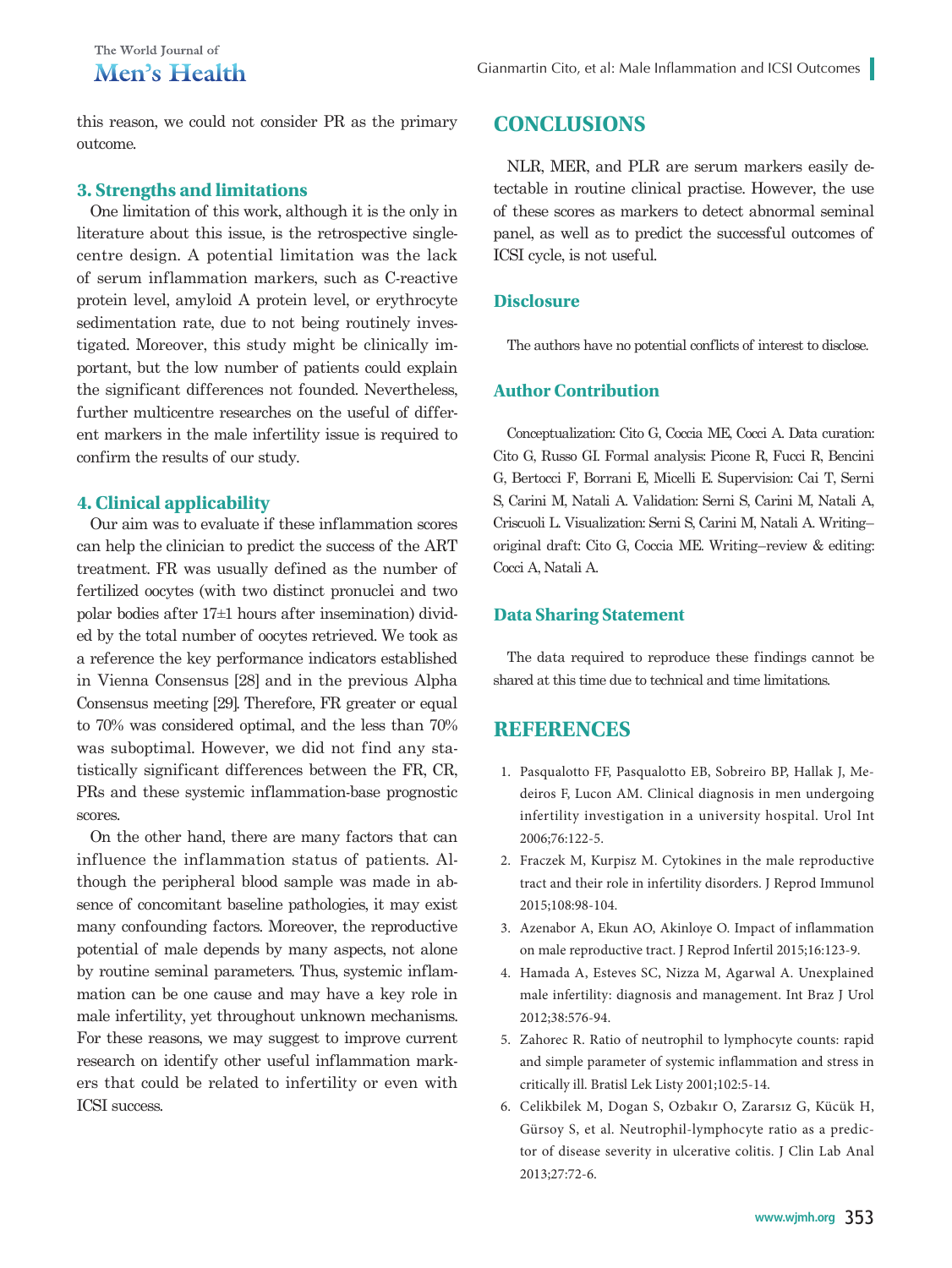this reason, we could not consider PR as the primary outcome.

### 3. Strengths and limitations

One limitation of this work, although it is the only in literature about this issue, is the retrospective single-centre design. A potential limitation was the lack of serum inflammation markers, such as C-reactive protein level, amyloid A protein level, or erythrocyte sedimentation rate, due to not being routinely investigated. Moreover, this study might be clinically important, but the low number of patients could explain the significant differences not founded. Nevertheless, further multicentre researches on the useful of different markers in the male infertility issue is required to confirm the results of our study.

### 4. Clinical applicability

Our aim was to evaluate if these inflammation scores can help the clinician to predict the success of the ART treatment. FR was usually defined as the number of fertilized oocytes (with two distinct pronuclei and two polar bodies after 17±1 hours after insemination) divided by the total number of oocytes retrieved. We took as a reference the key performance indicators established in Vienna Consensus [28] and in the previous Alpha Consensus meeting [29]. Therefore, FR greater or equal to 70% was considered optimal, and the less than 70% was suboptimal. However, we did not find any statistically significant differences between the FR, CR, PRs and these systemic inflammation-base prognostic scores.

On the other hand, there are many factors that can influence the inflammation status of patients. Although the peripheral blood sample was made in absence of concomitant baseline pathologies, it may exist many confounding factors. Moreover, the reproductive potential of male depends by many aspects, not alone by routine seminal parameters. Thus, systemic inflammation can be one cause and may have a key role in male infertility, yet throughout unknown mechanisms. For these reasons, we may suggest to improve current research on identify other useful inflammation markers that could be related to infertility or even with ICSI success.

## CONCLUSIONS

NLR, MER, and PLR are serum markers easily detectable in routine clinical practise. However, the use of these scores as markers to detect abnormal seminal panel, as well as to predict the successful outcomes of ICSI cycle, is not useful.

### Disclosure

The authors have no potential conflicts of interest to disclose.

### Author Contribution

Conceptualization: Cito G, Coccia ME, Cocci A. Data curation: Cito G, Russo GI. Formal analysis: Picone R, Fucci R, Bencini G, Bertocci F, Borrani E, Micelli E. Supervision: Cai T, Serni S, Carini M, Natali A. Validation: Serni S, Carini M, Natali A, Criscuoli L. Visualization: Serni S, Carini M, Natali A. Writing–original draft: Cito G, Coccia ME. Writing–review & editing: Cocci A, Natali A.

### Data Sharing Statement

The data required to reproduce these findings cannot be shared at this time due to technical and time limitations.

## REFERENCES

1. Pasqualotto FF, Pasqualotto EB, Sobreiro BP, Hallak J, Medeiros F, Lucon AM. Clinical diagnosis in men undergoing infertility investigation in a university hospital. Urol Int 2006;76:122-5.
2. Fraczek M, Kurpisz M. Cytokines in the male reproductive tract and their role in infertility disorders. J Reprod Immunol 2015;108:98-104.
3. Azenabor A, Ekun AO, Akinloye O. Impact of inflammation on male reproductive tract. J Reprod Infertil 2015;16:123-9.
4. Hamada A, Esteves SC, Nizza M, Agarwal A. Unexplained male infertility: diagnosis and management. Int Braz J Urol 2012;38:576-94.
5. Zahorec R. Ratio of neutrophil to lymphocyte counts: rapid and simple parameter of systemic inflammation and stress in critically ill. Bratisl Lek Listy 2001;102:5-14.
6. Celikbilek M, Dogan S, Ozbakır O, Zararsız G, Kücük H, Gürsoy S, et al. Neutrophil-lymphocyte ratio as a predictor of disease severity in ulcerative colitis. J Clin Lab Anal 2013;27:72-6.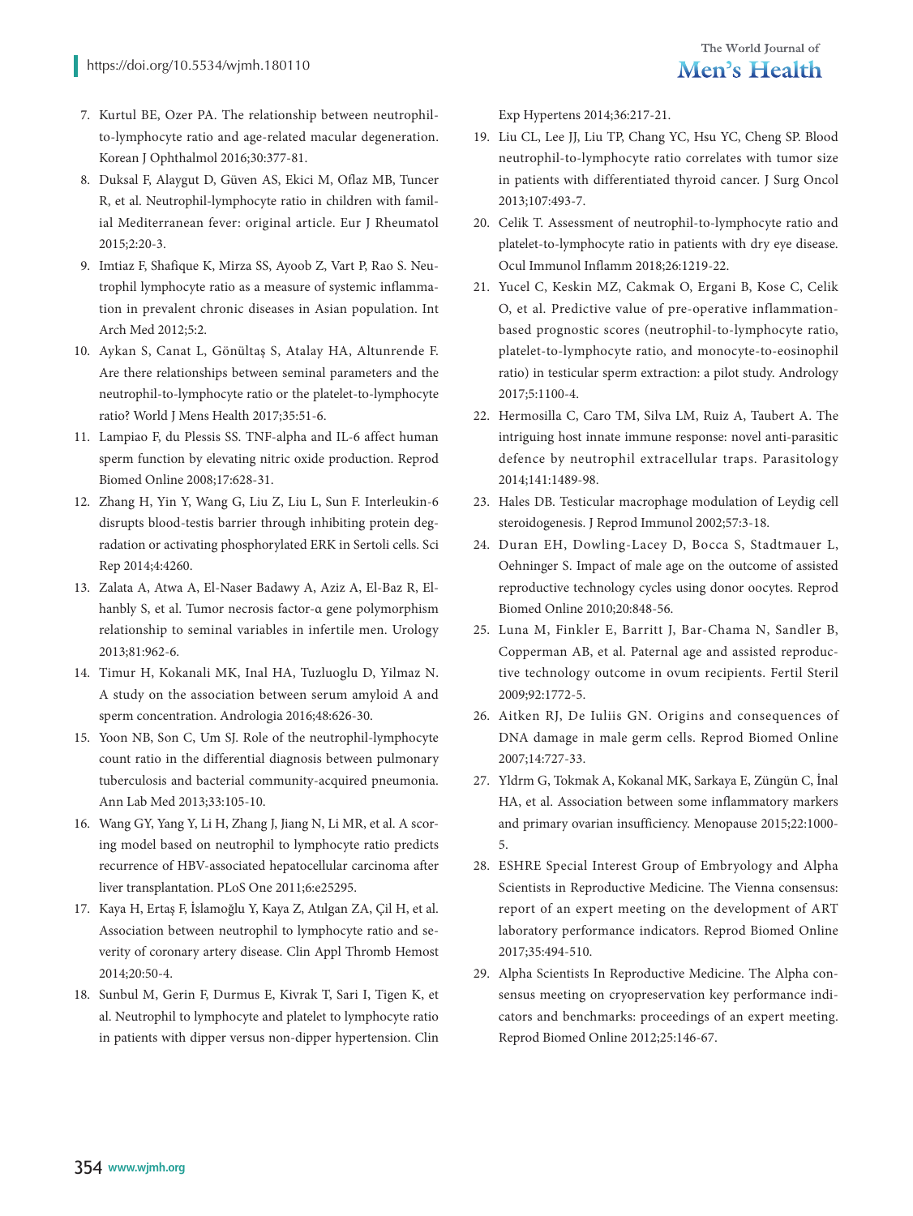7. Kurtul BE, Ozer PA. The relationship between neutrophil-to-lymphocyte ratio and age-related macular degeneration. Korean J Ophthalmol 2016;30:377-81.
8. Duksal F, Alaygut D, Güven AS, Ekici M, Oflaz MB, Tuncer R, et al. Neutrophil-lymphocyte ratio in children with familial Mediterranean fever: original article. Eur J Rheumatol 2015;2:20-3.
9. Imtiaz F, Shafique K, Mirza SS, Ayoob Z, Vart P, Rao S. Neutrophil lymphocyte ratio as a measure of systemic inflammation in prevalent chronic diseases in Asian population. Int Arch Med 2012;5:2.
10. Aykan S, Canat L, Gönültaş S, Atalay HA, Altunrende F. Are there relationships between seminal parameters and the neutrophil-to-lymphocyte ratio or the platelet-to-lymphocyte ratio? World J Mens Health 2017;35:51-6.
11. Lampiao F, du Plessis SS. TNF-alpha and IL-6 affect human sperm function by elevating nitric oxide production. Reprod Biomed Online 2008;17:628-31.
12. Zhang H, Yin Y, Wang G, Liu Z, Liu L, Sun F. Interleukin-6 disrupts blood-testis barrier through inhibiting protein degradation or activating phosphorylated ERK in Sertoli cells. Sci Rep 2014;4:4260.
13. Zalata A, Atwa A, El-Naser Badawy A, Aziz A, El-Baz R, Elhanbly S, et al. Tumor necrosis factor-α gene polymorphism relationship to seminal variables in infertile men. Urology 2013;81:962-6.
14. Timur H, Kokanali MK, Inal HA, Tuzluoglu D, Yilmaz N. A study on the association between serum amyloid A and sperm concentration. Andrologia 2016;48:626-30.
15. Yoon NB, Son C, Um SJ. Role of the neutrophil-lymphocyte count ratio in the differential diagnosis between pulmonary tuberculosis and bacterial community-acquired pneumonia. Ann Lab Med 2013;33:105-10.
16. Wang GY, Yang Y, Li H, Zhang J, Jiang N, Li MR, et al. A scoring model based on neutrophil to lymphocyte ratio predicts recurrence of HBV-associated hepatocellular carcinoma after liver transplantation. PLoS One 2011;6:e25295.
17. Kaya H, Ertaş F, İslamoğlu Y, Kaya Z, Atılgan ZA, Çil H, et al. Association between neutrophil to lymphocyte ratio and severity of coronary artery disease. Clin Appl Thromb Hemost 2014;20:50-4.
18. Sunbul M, Gerin F, Durmus E, Kivrak T, Sari I, Tigen K, et al. Neutrophil to lymphocyte and platelet to lymphocyte ratio in patients with dipper versus non-dipper hypertension. Clin Exp Hypertens 2014;36:217-21.
19. Liu CL, Lee JJ, Liu TP, Chang YC, Hsu YC, Cheng SP. Blood neutrophil-to-lymphocyte ratio correlates with tumor size in patients with differentiated thyroid cancer. J Surg Oncol 2013;107:493-7.
20. Celik T. Assessment of neutrophil-to-lymphocyte ratio and platelet-to-lymphocyte ratio in patients with dry eye disease. Ocul Immunol Inflamm 2018;26:1219-22.
21. Yucel C, Keskin MZ, Cakmak O, Ergani B, Kose C, Celik O, et al. Predictive value of pre-operative inflammation-based prognostic scores (neutrophil-to-lymphocyte ratio, platelet-to-lymphocyte ratio, and monocyte-to-eosinophil ratio) in testicular sperm extraction: a pilot study. Andrology 2017;5:1100-4.
22. Hermosilla C, Caro TM, Silva LM, Ruiz A, Taubert A. The intriguing host innate immune response: novel anti-parasitic defence by neutrophil extracellular traps. Parasitology 2014;141:1489-98.
23. Hales DB. Testicular macrophage modulation of Leydig cell steroidogenesis. J Reprod Immunol 2002;57:3-18.
24. Duran EH, Dowling-Lacey D, Bocca S, Stadtmauer L, Oehninger S. Impact of male age on the outcome of assisted reproductive technology cycles using donor oocytes. Reprod Biomed Online 2010;20:848-56.
25. Luna M, Finkler E, Barritt J, Bar-Chama N, Sandler B, Copperman AB, et al. Paternal age and assisted reproductive technology outcome in ovum recipients. Fertil Steril 2009;92:1772-5.
26. Aitken RJ, De Iuliis GN. Origins and consequences of DNA damage in male germ cells. Reprod Biomed Online 2007;14:727-33.
27. Yldrm G, Tokmak A, Kokanal MK, Sarkaya E, Züngün C, İnal HA, et al. Association between some inflammatory markers and primary ovarian insufficiency. Menopause 2015;22:1000-5.
28. ESHRE Special Interest Group of Embryology and Alpha Scientists in Reproductive Medicine. The Vienna consensus: report of an expert meeting on the development of ART laboratory performance indicators. Reprod Biomed Online 2017;35:494-510.
29. Alpha Scientists In Reproductive Medicine. The Alpha consensus meeting on cryopreservation key performance indicators and benchmarks: proceedings of an expert meeting. Reprod Biomed Online 2012;25:146-67.